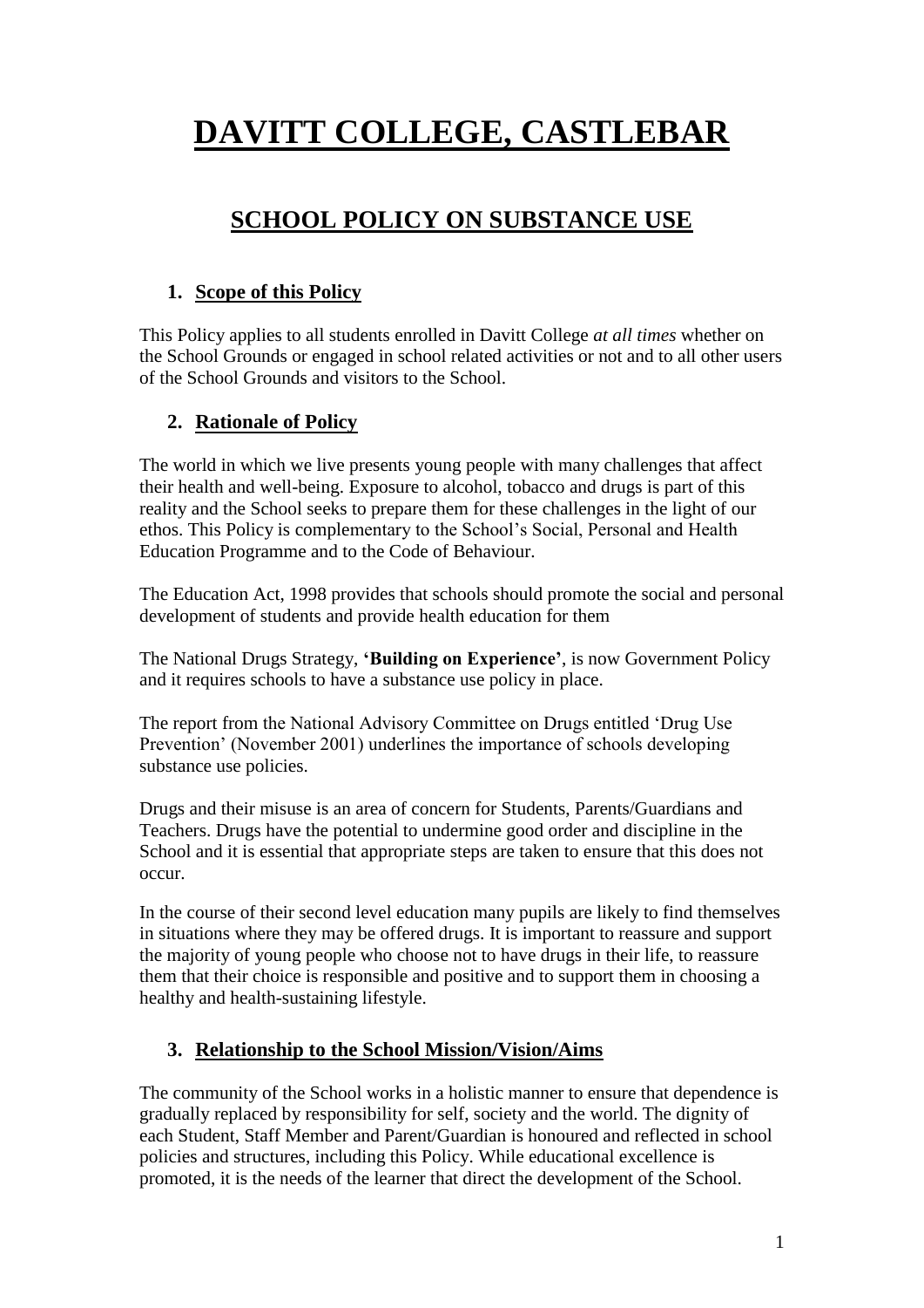# DAVITT COLLEGE, CASTLEBAR

## SCHOOL POLICY ON SUBSTANCE USE

### 1. Scope of this Policy

This Policy applies to all students enrolled in Davitt College *at all times* whether on the School Grounds or engaged in school related activities or not and to all other users of the School Grounds and visitors to the School.

### 2. Rationale of Policy

The world in which we live presents young people with many challenges that affect their health and well-being. Exposure to alcohol, tobacco and drugs is part of this reality and the School seeks to prepare them for these challenges in the light of our ethos. This Policy is complementary to the School's Social, Personal and Health Education Programme and to the Code of Behaviour.

The Education Act, 1998 provides that schools should promote the social and personal development of students and provide health education for them

The National Drugs Strategy, **'Building on Experience'**, is now Government Policy and it requires schools to have a substance use policy in place.

The report from the National Advisory Committee on Drugs entitled 'Drug Use Prevention' (November 2001) underlines the importance of schools developing substance use policies.

Drugs and their misuse is an area of concern for Students, Parents/Guardians and Teachers. Drugs have the potential to undermine good order and discipline in the School and it is essential that appropriate steps are taken to ensure that this does not occur.

In the course of their second level education many pupils are likely to find themselves in situations where they may be offered drugs. It is important to reassure and support the majority of young people who choose not to have drugs in their life, to reassure them that their choice is responsible and positive and to support them in choosing a healthy and health-sustaining lifestyle.

### 3. Relationship to the School Mission/Vision/Aims

The community of the School works in a holistic manner to ensure that dependence is gradually replaced by responsibility for self, society and the world. The dignity of each Student, Staff Member and Parent/Guardian is honoured and reflected in school policies and structures, including this Policy. While educational excellence is promoted, it is the needs of the learner that direct the development of the School.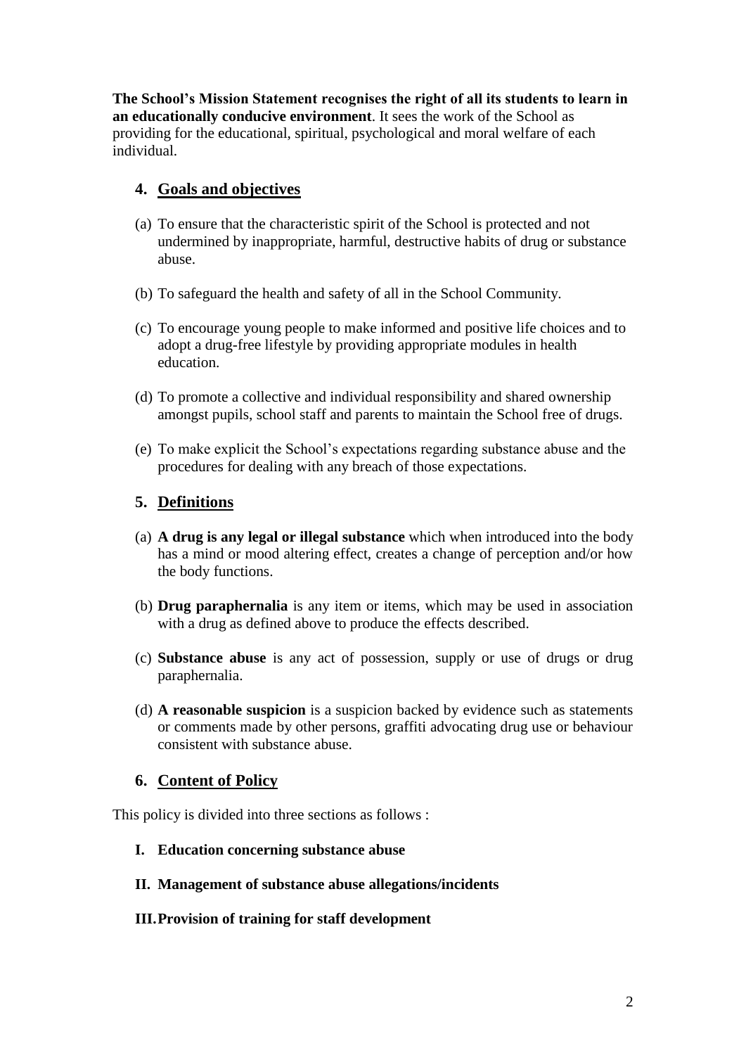**The School's Mission Statement recognises the right of all its students to learn in an educationally conducive environment**. It sees the work of the School as providing for the educational, spiritual, psychological and moral welfare of each individual.

## 4. Goals and objectives

(a) To ensure that the characteristic spirit of the School is protected and not undermined by inappropriate, harmful, destructive habits of drug or substance abuse.

(b) To safeguard the health and safety of all in the School Community.

(c) To encourage young people to make informed and positive life choices and to adopt a drug-free lifestyle by providing appropriate modules in health education.

(d) To promote a collective and individual responsibility and shared ownership amongst pupils, school staff and parents to maintain the School free of drugs.

(e) To make explicit the School's expectations regarding substance abuse and the procedures for dealing with any breach of those expectations.

## 5. Definitions

(a) **A drug is any legal or illegal substance** which when introduced into the body has a mind or mood altering effect, creates a change of perception and/or how the body functions.

(b) **Drug paraphernalia** is any item or items, which may be used in association with a drug as defined above to produce the effects described.

(c) **Substance abuse** is any act of possession, supply or use of drugs or drug paraphernalia.

(d) **A reasonable suspicion** is a suspicion backed by evidence such as statements or comments made by other persons, graffiti advocating drug use or behaviour consistent with substance abuse.

## 6. Content of Policy

This policy is divided into three sections as follows :

**I. Education concerning substance abuse**

**II. Management of substance abuse allegations/incidents**

**III. Provision of training for staff development**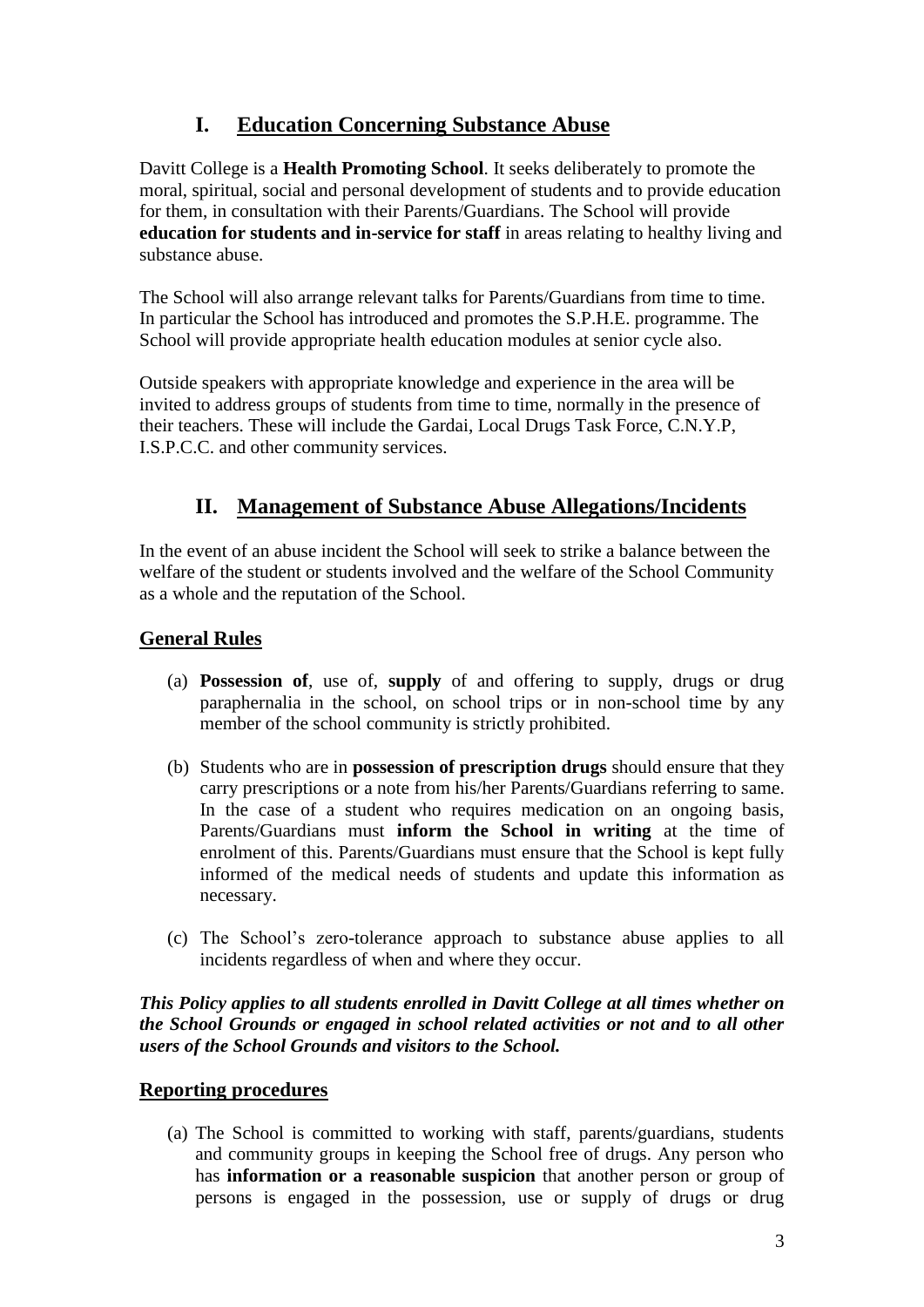## I. Education Concerning Substance Abuse

Davitt College is a **Health Promoting School**. It seeks deliberately to promote the moral, spiritual, social and personal development of students and to provide education for them, in consultation with their Parents/Guardians. The School will provide **education for students and in-service for staff** in areas relating to healthy living and substance abuse.

The School will also arrange relevant talks for Parents/Guardians from time to time. In particular the School has introduced and promotes the S.P.H.E. programme. The School will provide appropriate health education modules at senior cycle also.

Outside speakers with appropriate knowledge and experience in the area will be invited to address groups of students from time to time, normally in the presence of their teachers. These will include the Gardai, Local Drugs Task Force, C.N.Y.P, I.S.P.C.C. and other community services.

## II. Management of Substance Abuse Allegations/Incidents

In the event of an abuse incident the School will seek to strike a balance between the welfare of the student or students involved and the welfare of the School Community as a whole and the reputation of the School.

### General Rules

(a) **Possession of**, use of, **supply** of and offering to supply, drugs or drug paraphernalia in the school, on school trips or in non-school time by any member of the school community is strictly prohibited.

(b) Students who are in **possession of prescription drugs** should ensure that they carry prescriptions or a note from his/her Parents/Guardians referring to same. In the case of a student who requires medication on an ongoing basis, Parents/Guardians must **inform the School in writing** at the time of enrolment of this. Parents/Guardians must ensure that the School is kept fully informed of the medical needs of students and update this information as necessary.

(c) The School's zero-tolerance approach to substance abuse applies to all incidents regardless of when and where they occur.

***This Policy applies to all students enrolled in Davitt College at all times whether on the School Grounds or engaged in school related activities or not and to all other users of the School Grounds and visitors to the School.***

### Reporting procedures

(a) The School is committed to working with staff, parents/guardians, students and community groups in keeping the School free of drugs. Any person who has **information or a reasonable suspicion** that another person or group of persons is engaged in the possession, use or supply of drugs or drug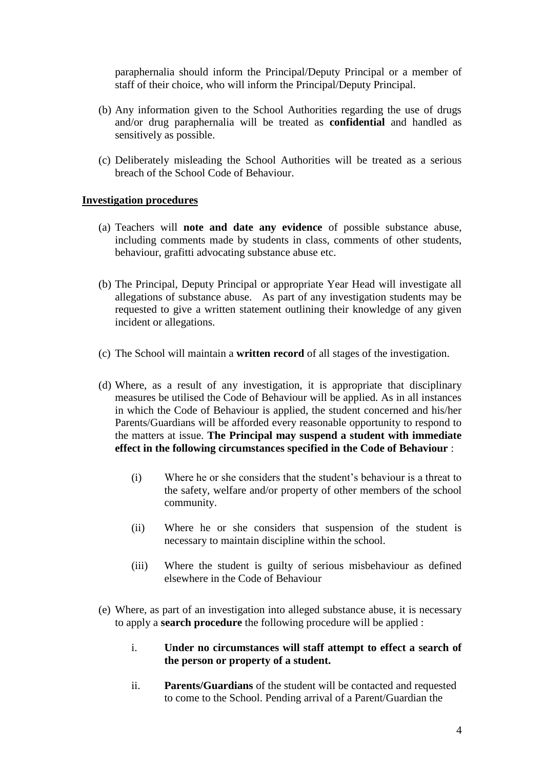paraphernalia should inform the Principal/Deputy Principal or a member of staff of their choice, who will inform the Principal/Deputy Principal.

(b) Any information given to the School Authorities regarding the use of drugs and/or drug paraphernalia will be treated as **confidential** and handled as sensitively as possible.

(c) Deliberately misleading the School Authorities will be treated as a serious breach of the School Code of Behaviour.

**Investigation procedures**

(a) Teachers will **note and date any evidence** of possible substance abuse, including comments made by students in class, comments of other students, behaviour, grafitti advocating substance abuse etc.

(b) The Principal, Deputy Principal or appropriate Year Head will investigate all allegations of substance abuse. As part of any investigation students may be requested to give a written statement outlining their knowledge of any given incident or allegations.

(c) The School will maintain a **written record** of all stages of the investigation.

(d) Where, as a result of any investigation, it is appropriate that disciplinary measures be utilised the Code of Behaviour will be applied. As in all instances in which the Code of Behaviour is applied, the student concerned and his/her Parents/Guardians will be afforded every reasonable opportunity to respond to the matters at issue. **The Principal may suspend a student with immediate effect in the following circumstances specified in the Code of Behaviour** :

   (i) Where he or she considers that the student's behaviour is a threat to the safety, welfare and/or property of other members of the school community.

   (ii) Where he or she considers that suspension of the student is necessary to maintain discipline within the school.

   (iii) Where the student is guilty of serious misbehaviour as defined elsewhere in the Code of Behaviour

(e) Where, as part of an investigation into alleged substance abuse, it is necessary to apply a **search procedure** the following procedure will be applied :

   i. **Under no circumstances will staff attempt to effect a search of the person or property of a student.**

   ii. **Parents/Guardians** of the student will be contacted and requested to come to the School. Pending arrival of a Parent/Guardian the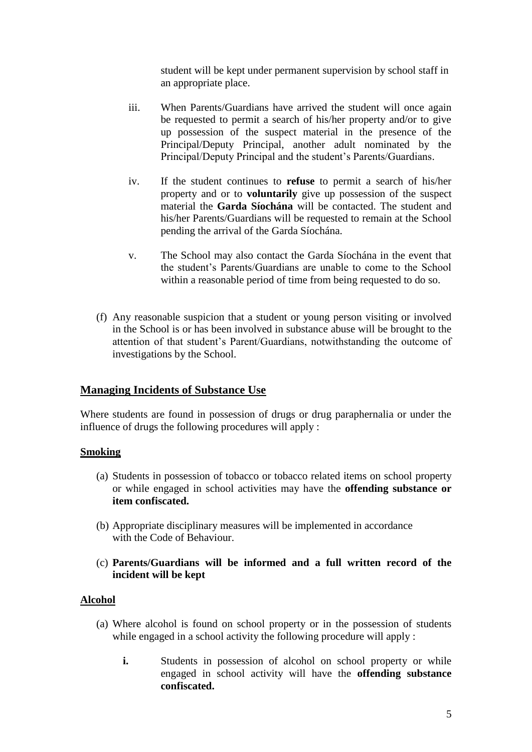student will be kept under permanent supervision by school staff in an appropriate place.

iii. When Parents/Guardians have arrived the student will once again be requested to permit a search of his/her property and/or to give up possession of the suspect material in the presence of the Principal/Deputy Principal, another adult nominated by the Principal/Deputy Principal and the student's Parents/Guardians.

iv. If the student continues to **refuse** to permit a search of his/her property and or to **voluntarily** give up possession of the suspect material the **Garda Síochána** will be contacted. The student and his/her Parents/Guardians will be requested to remain at the School pending the arrival of the Garda Síochána.

v. The School may also contact the Garda Síochána in the event that the student's Parents/Guardians are unable to come to the School within a reasonable period of time from being requested to do so.

(f) Any reasonable suspicion that a student or young person visiting or involved in the School is or has been involved in substance abuse will be brought to the attention of that student's Parent/Guardians, notwithstanding the outcome of investigations by the School.

## Managing Incidents of Substance Use

Where students are found in possession of drugs or drug paraphernalia or under the influence of drugs the following procedures will apply :

### Smoking

(a) Students in possession of tobacco or tobacco related items on school property or while engaged in school activities may have the **offending substance or item confiscated.**

(b) Appropriate disciplinary measures will be implemented in accordance with the Code of Behaviour.

(c) **Parents/Guardians will be informed and a full written record of the incident will be kept**

### Alcohol

(a) Where alcohol is found on school property or in the possession of students while engaged in a school activity the following procedure will apply :

**i.** Students in possession of alcohol on school property or while engaged in school activity will have the **offending substance confiscated.**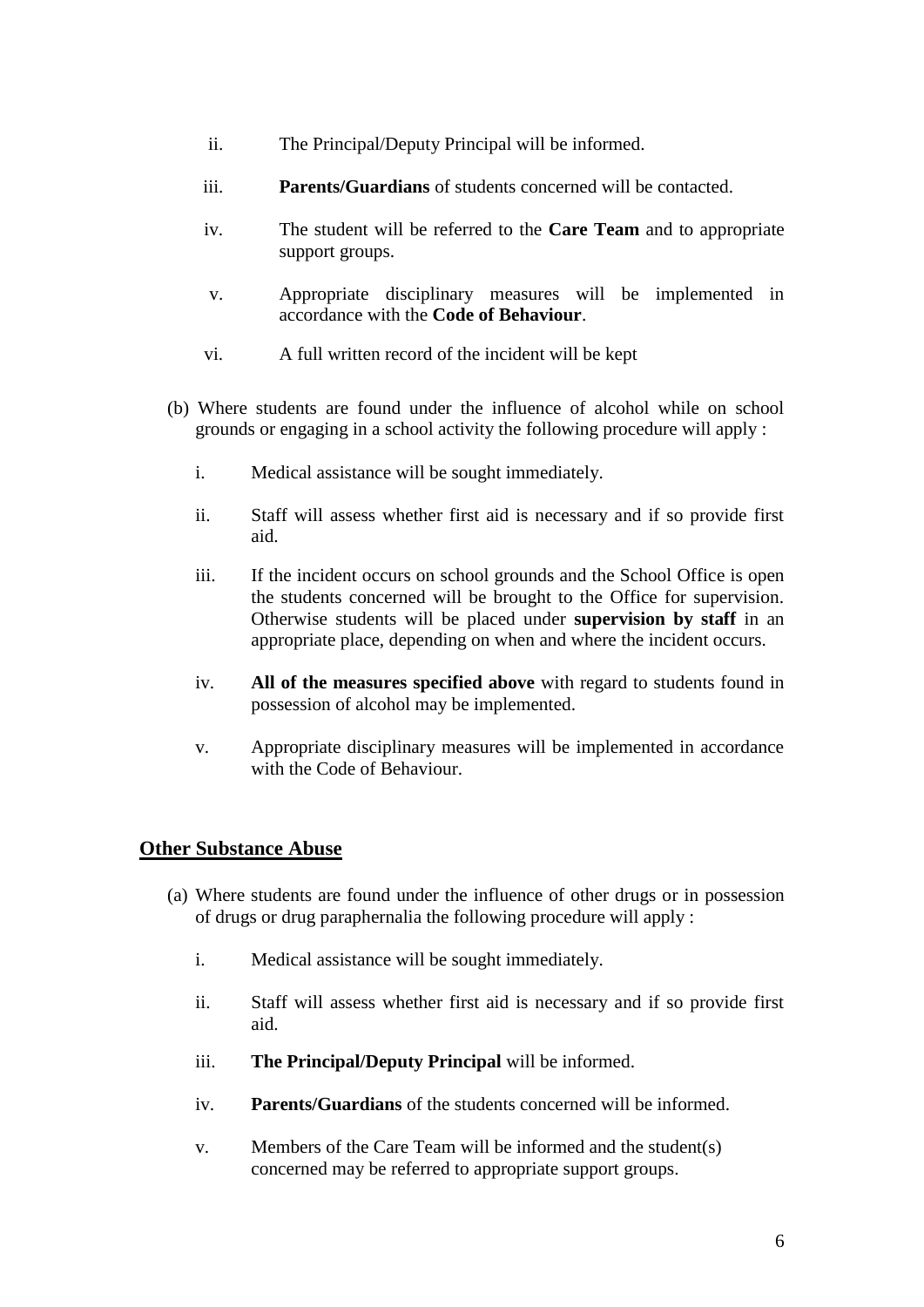ii. The Principal/Deputy Principal will be informed.

iii. **Parents/Guardians** of students concerned will be contacted.

iv. The student will be referred to the **Care Team** and to appropriate support groups.

v. Appropriate disciplinary measures will be implemented in accordance with the **Code of Behaviour**.

vi. A full written record of the incident will be kept

(b) Where students are found under the influence of alcohol while on school grounds or engaging in a school activity the following procedure will apply :

i. Medical assistance will be sought immediately.

ii. Staff will assess whether first aid is necessary and if so provide first aid.

iii. If the incident occurs on school grounds and the School Office is open the students concerned will be brought to the Office for supervision. Otherwise students will be placed under **supervision by staff** in an appropriate place, depending on when and where the incident occurs.

iv. **All of the measures specified above** with regard to students found in possession of alcohol may be implemented.

v. Appropriate disciplinary measures will be implemented in accordance with the Code of Behaviour.

## Other Substance Abuse

(a) Where students are found under the influence of other drugs or in possession of drugs or drug paraphernalia the following procedure will apply :

i. Medical assistance will be sought immediately.

ii. Staff will assess whether first aid is necessary and if so provide first aid.

iii. **The Principal/Deputy Principal** will be informed.

iv. **Parents/Guardians** of the students concerned will be informed.

v. Members of the Care Team will be informed and the student(s) concerned may be referred to appropriate support groups.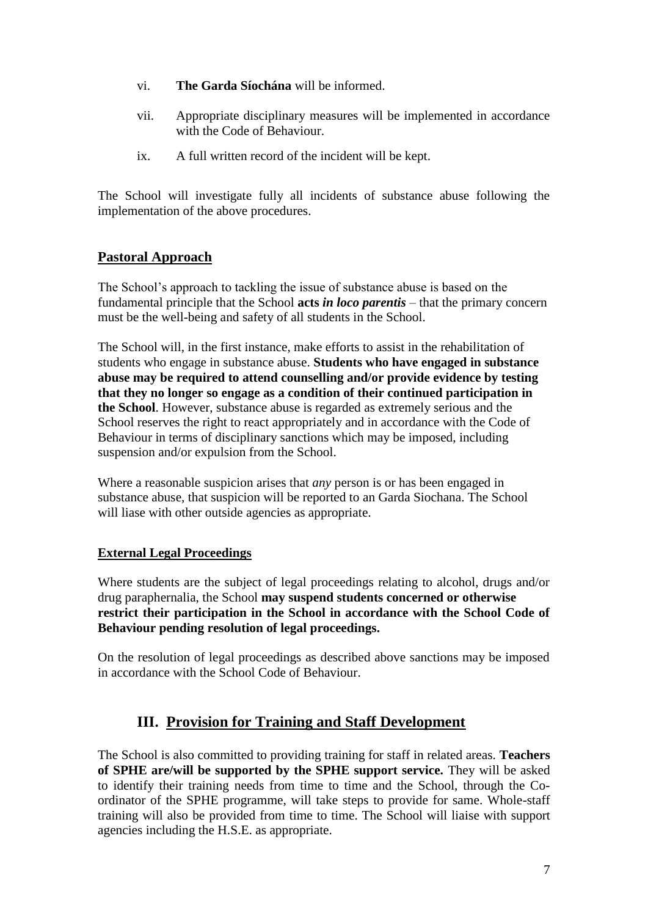vi. **The Garda Síochána** will be informed.

vii. Appropriate disciplinary measures will be implemented in accordance with the Code of Behaviour.

ix. A full written record of the incident will be kept.

The School will investigate fully all incidents of substance abuse following the implementation of the above procedures.

## Pastoral Approach

The School's approach to tackling the issue of substance abuse is based on the fundamental principle that the School **acts *in loco parentis*** – that the primary concern must be the well-being and safety of all students in the School.

The School will, in the first instance, make efforts to assist in the rehabilitation of students who engage in substance abuse. **Students who have engaged in substance abuse may be required to attend counselling and/or provide evidence by testing that they no longer so engage as a condition of their continued participation in the School**. However, substance abuse is regarded as extremely serious and the School reserves the right to react appropriately and in accordance with the Code of Behaviour in terms of disciplinary sanctions which may be imposed, including suspension and/or expulsion from the School.

Where a reasonable suspicion arises that *any* person is or has been engaged in substance abuse, that suspicion will be reported to an Garda Siochana. The School will liase with other outside agencies as appropriate.

### External Legal Proceedings

Where students are the subject of legal proceedings relating to alcohol, drugs and/or drug paraphernalia, the School **may suspend students concerned or otherwise restrict their participation in the School in accordance with the School Code of Behaviour pending resolution of legal proceedings.**

On the resolution of legal proceedings as described above sanctions may be imposed in accordance with the School Code of Behaviour.

## III. Provision for Training and Staff Development

The School is also committed to providing training for staff in related areas. **Teachers of SPHE are/will be supported by the SPHE support service.** They will be asked to identify their training needs from time to time and the School, through the Co-ordinator of the SPHE programme, will take steps to provide for same. Whole-staff training will also be provided from time to time. The School will liaise with support agencies including the H.S.E. as appropriate.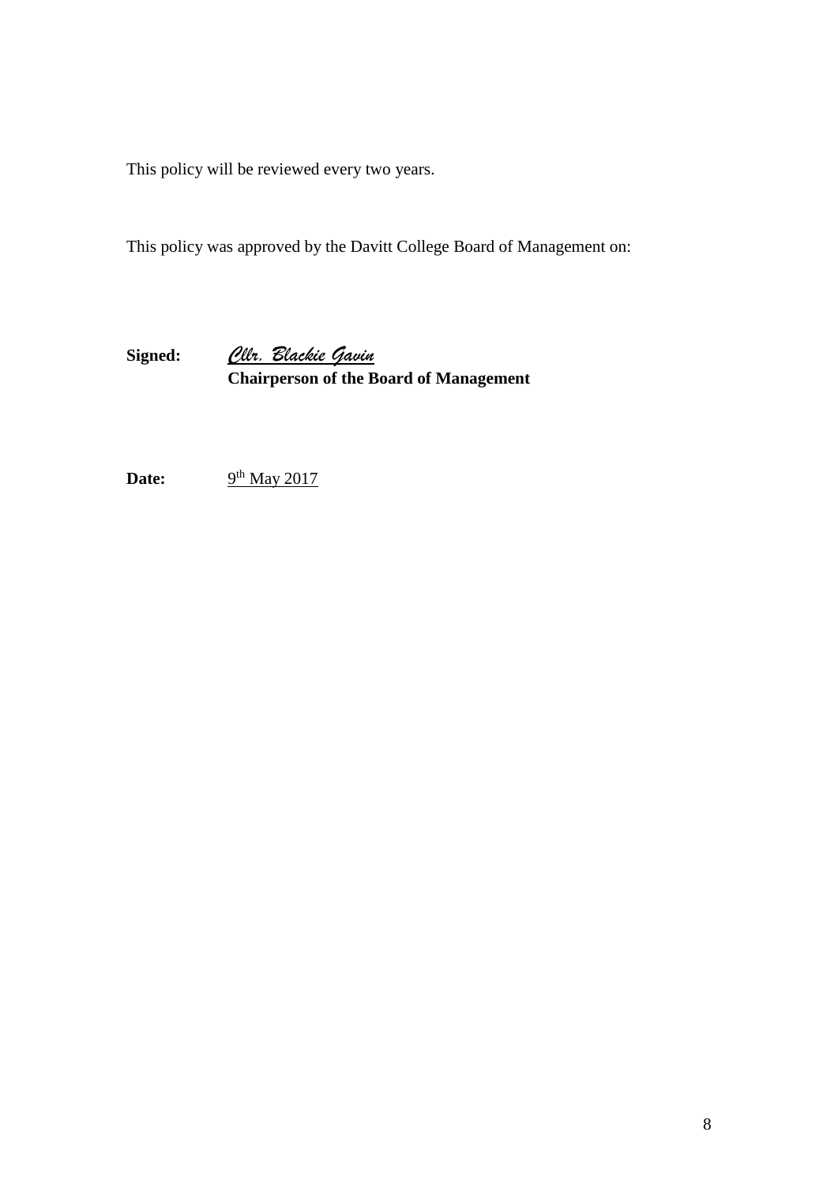This policy will be reviewed every two years.

This policy was approved by the Davitt College Board of Management on:

**Signed:** *Cllr. Blackie Gavin*
**Chairperson of the Board of Management**

**Date:** 9th May 2017